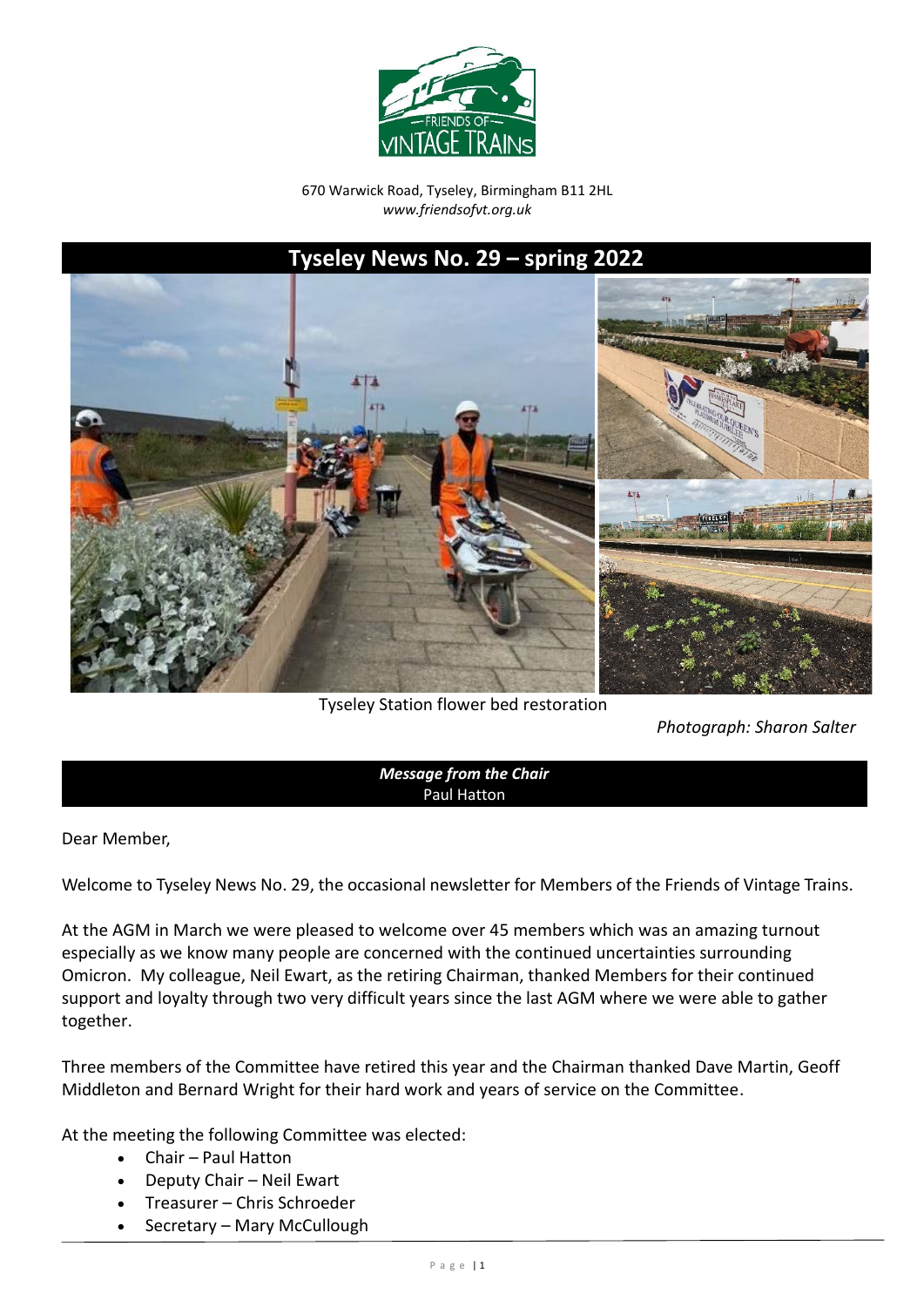670 Warwick Road, Tyseley, Birmingham B11 2HL
*www.friendsofvt.org.uk*

# Tyseley News No. 29 – spring 2022

Tyseley Station flower bed restoration

*Photograph: Sharon Salter*

## *Message from the Chair*
Paul Hatton

Dear Member,

Welcome to Tyseley News No. 29, the occasional newsletter for Members of the Friends of Vintage Trains.

At the AGM in March we were pleased to welcome over 45 members which was an amazing turnout especially as we know many people are concerned with the continued uncertainties surrounding Omicron. My colleague, Neil Ewart, as the retiring Chairman, thanked Members for their continued support and loyalty through two very difficult years since the last AGM where we were able to gather together.

Three members of the Committee have retired this year and the Chairman thanked Dave Martin, Geoff Middleton and Bernard Wright for their hard work and years of service on the Committee.

At the meeting the following Committee was elected:

- Chair – Paul Hatton
- Deputy Chair – Neil Ewart
- Treasurer – Chris Schroeder
- Secretary – Mary McCullough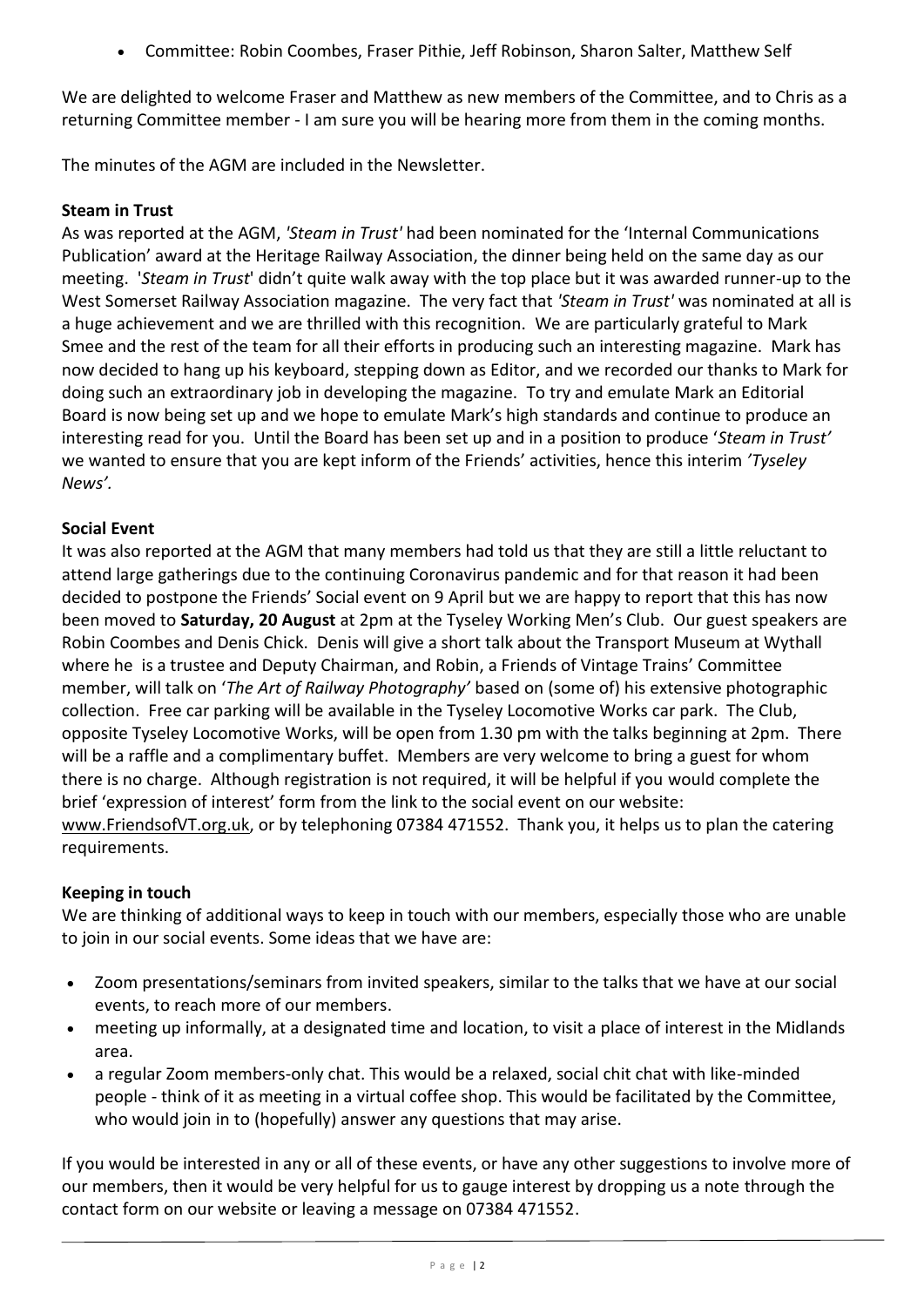- Committee: Robin Coombes, Fraser Pithie, Jeff Robinson, Sharon Salter, Matthew Self

We are delighted to welcome Fraser and Matthew as new members of the Committee, and to Chris as a returning Committee member - I am sure you will be hearing more from them in the coming months.

The minutes of the AGM are included in the Newsletter.

**Steam in Trust**

As was reported at the AGM, *'Steam in Trust'* had been nominated for the 'Internal Communications Publication' award at the Heritage Railway Association, the dinner being held on the same day as our meeting. '*Steam in Trust*' didn't quite walk away with the top place but it was awarded runner-up to the West Somerset Railway Association magazine. The very fact that *'Steam in Trust'* was nominated at all is a huge achievement and we are thrilled with this recognition. We are particularly grateful to Mark Smee and the rest of the team for all their efforts in producing such an interesting magazine. Mark has now decided to hang up his keyboard, stepping down as Editor, and we recorded our thanks to Mark for doing such an extraordinary job in developing the magazine. To try and emulate Mark an Editorial Board is now being set up and we hope to emulate Mark's high standards and continue to produce an interesting read for you. Until the Board has been set up and in a position to produce '*Steam in Trust'* we wanted to ensure that you are kept inform of the Friends' activities, hence this interim *'Tyseley News'.*

**Social Event**

It was also reported at the AGM that many members had told us that they are still a little reluctant to attend large gatherings due to the continuing Coronavirus pandemic and for that reason it had been decided to postpone the Friends' Social event on 9 April but we are happy to report that this has now been moved to **Saturday, 20 August** at 2pm at the Tyseley Working Men's Club. Our guest speakers are Robin Coombes and Denis Chick. Denis will give a short talk about the Transport Museum at Wythall where he is a trustee and Deputy Chairman, and Robin, a Friends of Vintage Trains' Committee member, will talk on '*The Art of Railway Photography'* based on (some of) his extensive photographic collection. Free car parking will be available in the Tyseley Locomotive Works car park. The Club, opposite Tyseley Locomotive Works, will be open from 1.30 pm with the talks beginning at 2pm. There will be a raffle and a complimentary buffet. Members are very welcome to bring a guest for whom there is no charge. Although registration is not required, it will be helpful if you would complete the brief 'expression of interest' form from the link to the social event on our website: www.FriendsofVT.org.uk, or by telephoning 07384 471552. Thank you, it helps us to plan the catering requirements.

**Keeping in touch**

We are thinking of additional ways to keep in touch with our members, especially those who are unable to join in our social events. Some ideas that we have are:

- Zoom presentations/seminars from invited speakers, similar to the talks that we have at our social events, to reach more of our members.
- meeting up informally, at a designated time and location, to visit a place of interest in the Midlands area.
- a regular Zoom members-only chat. This would be a relaxed, social chit chat with like-minded people - think of it as meeting in a virtual coffee shop. This would be facilitated by the Committee, who would join in to (hopefully) answer any questions that may arise.

If you would be interested in any or all of these events, or have any other suggestions to involve more of our members, then it would be very helpful for us to gauge interest by dropping us a note through the contact form on our website or leaving a message on 07384 471552.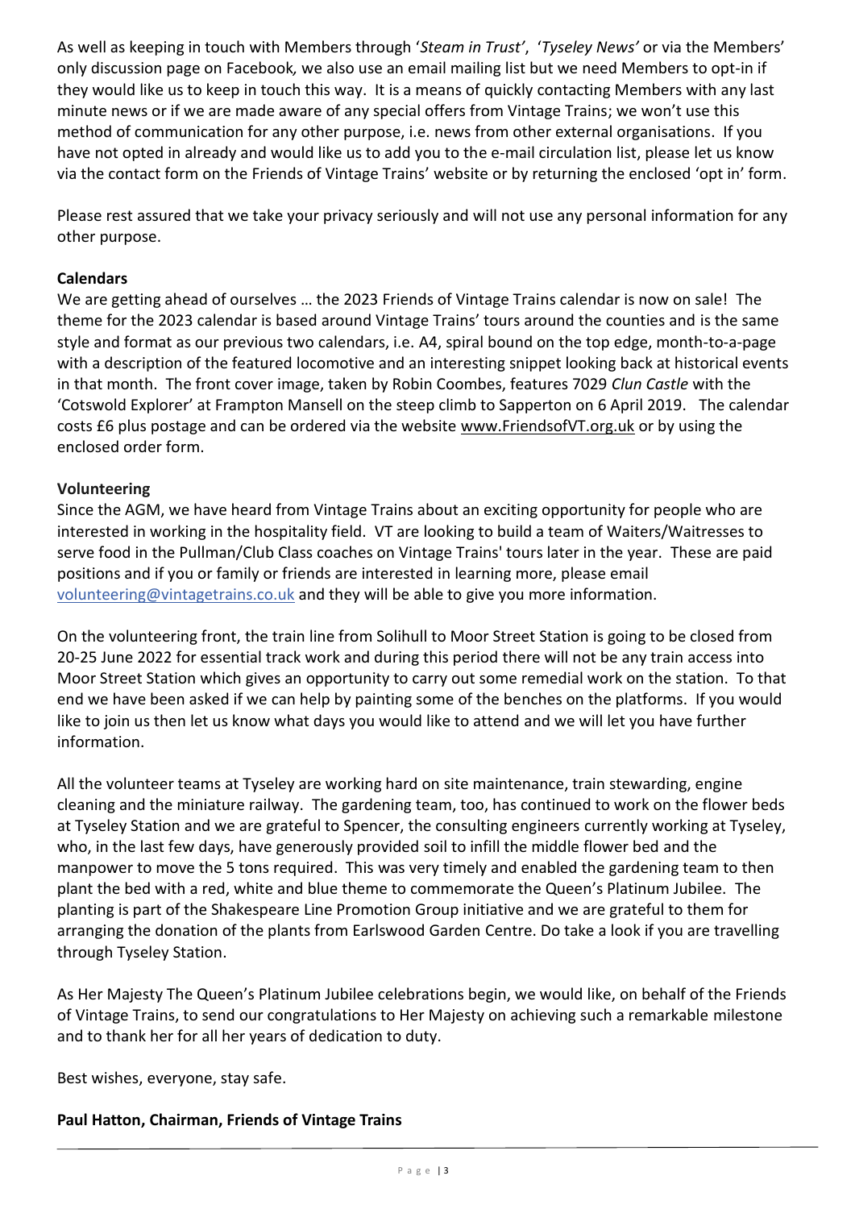As well as keeping in touch with Members through '*Steam in Trust'*, '*Tyseley News'* or via the Members' only discussion page on Facebook*,* we also use an email mailing list but we need Members to opt-in if they would like us to keep in touch this way. It is a means of quickly contacting Members with any last minute news or if we are made aware of any special offers from Vintage Trains; we won't use this method of communication for any other purpose, i.e. news from other external organisations. If you have not opted in already and would like us to add you to the e-mail circulation list, please let us know via the contact form on the Friends of Vintage Trains' website or by returning the enclosed 'opt in' form.

Please rest assured that we take your privacy seriously and will not use any personal information for any other purpose.

**Calendars**

We are getting ahead of ourselves … the 2023 Friends of Vintage Trains calendar is now on sale! The theme for the 2023 calendar is based around Vintage Trains' tours around the counties and is the same style and format as our previous two calendars, i.e. A4, spiral bound on the top edge, month-to-a-page with a description of the featured locomotive and an interesting snippet looking back at historical events in that month. The front cover image, taken by Robin Coombes, features 7029 *Clun Castle* with the 'Cotswold Explorer' at Frampton Mansell on the steep climb to Sapperton on 6 April 2019. The calendar costs £6 plus postage and can be ordered via the website www.FriendsofVT.org.uk or by using the enclosed order form.

**Volunteering**

Since the AGM, we have heard from Vintage Trains about an exciting opportunity for people who are interested in working in the hospitality field. VT are looking to build a team of Waiters/Waitresses to serve food in the Pullman/Club Class coaches on Vintage Trains' tours later in the year. These are paid positions and if you or family or friends are interested in learning more, please email volunteering@vintagetrains.co.uk and they will be able to give you more information.

On the volunteering front, the train line from Solihull to Moor Street Station is going to be closed from 20-25 June 2022 for essential track work and during this period there will not be any train access into Moor Street Station which gives an opportunity to carry out some remedial work on the station. To that end we have been asked if we can help by painting some of the benches on the platforms. If you would like to join us then let us know what days you would like to attend and we will let you have further information.

All the volunteer teams at Tyseley are working hard on site maintenance, train stewarding, engine cleaning and the miniature railway. The gardening team, too, has continued to work on the flower beds at Tyseley Station and we are grateful to Spencer, the consulting engineers currently working at Tyseley, who, in the last few days, have generously provided soil to infill the middle flower bed and the manpower to move the 5 tons required. This was very timely and enabled the gardening team to then plant the bed with a red, white and blue theme to commemorate the Queen's Platinum Jubilee. The planting is part of the Shakespeare Line Promotion Group initiative and we are grateful to them for arranging the donation of the plants from Earlswood Garden Centre. Do take a look if you are travelling through Tyseley Station.

As Her Majesty The Queen's Platinum Jubilee celebrations begin, we would like, on behalf of the Friends of Vintage Trains, to send our congratulations to Her Majesty on achieving such a remarkable milestone and to thank her for all her years of dedication to duty.

Best wishes, everyone, stay safe.

**Paul Hatton, Chairman, Friends of Vintage Trains**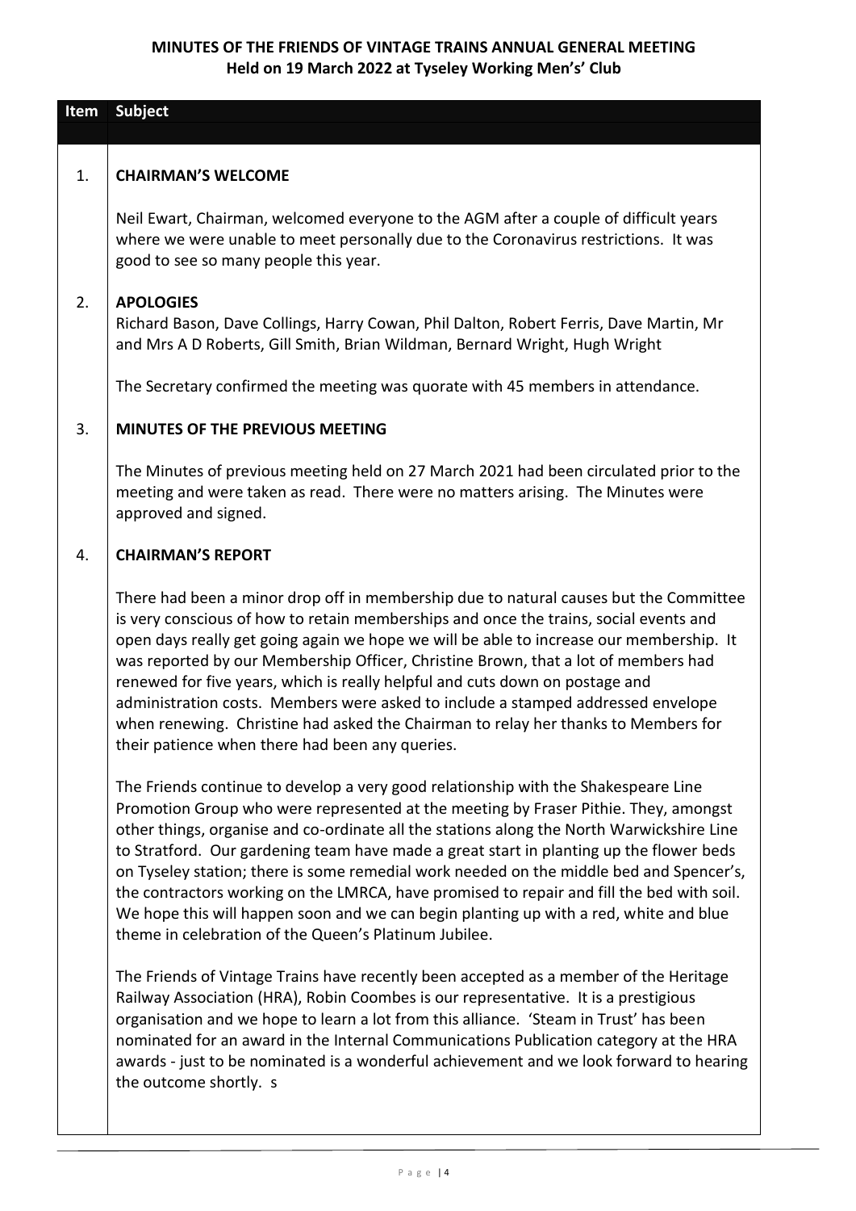**MINUTES OF THE FRIENDS OF VINTAGE TRAINS ANNUAL GENERAL MEETING**
**Held on 19 March 2022 at Tyseley Working Men's' Club**

| Item | Subject |
|---|---|
| 1. | **CHAIRMAN'S WELCOME**<br><br>Neil Ewart, Chairman, welcomed everyone to the AGM after a couple of difficult years where we were unable to meet personally due to the Coronavirus restrictions. It was good to see so many people this year. |
| 2. | **APOLOGIES**<br>Richard Bason, Dave Collings, Harry Cowan, Phil Dalton, Robert Ferris, Dave Martin, Mr and Mrs A D Roberts, Gill Smith, Brian Wildman, Bernard Wright, Hugh Wright<br><br>The Secretary confirmed the meeting was quorate with 45 members in attendance. |
| 3. | **MINUTES OF THE PREVIOUS MEETING**<br><br>The Minutes of previous meeting held on 27 March 2021 had been circulated prior to the meeting and were taken as read. There were no matters arising. The Minutes were approved and signed. |
| 4. | **CHAIRMAN'S REPORT**<br><br>There had been a minor drop off in membership due to natural causes but the Committee is very conscious of how to retain memberships and once the trains, social events and open days really get going again we hope we will be able to increase our membership. It was reported by our Membership Officer, Christine Brown, that a lot of members had renewed for five years, which is really helpful and cuts down on postage and administration costs. Members were asked to include a stamped addressed envelope when renewing. Christine had asked the Chairman to relay her thanks to Members for their patience when there had been any queries.<br><br>The Friends continue to develop a very good relationship with the Shakespeare Line Promotion Group who were represented at the meeting by Fraser Pithie. They, amongst other things, organise and co-ordinate all the stations along the North Warwickshire Line to Stratford. Our gardening team have made a great start in planting up the flower beds on Tyseley station; there is some remedial work needed on the middle bed and Spencer's, the contractors working on the LMRCA, have promised to repair and fill the bed with soil. We hope this will happen soon and we can begin planting up with a red, white and blue theme in celebration of the Queen's Platinum Jubilee.<br><br>The Friends of Vintage Trains have recently been accepted as a member of the Heritage Railway Association (HRA), Robin Coombes is our representative. It is a prestigious organisation and we hope to learn a lot from this alliance. 'Steam in Trust' has been nominated for an award in the Internal Communications Publication category at the HRA awards - just to be nominated is a wonderful achievement and we look forward to hearing the outcome shortly. s |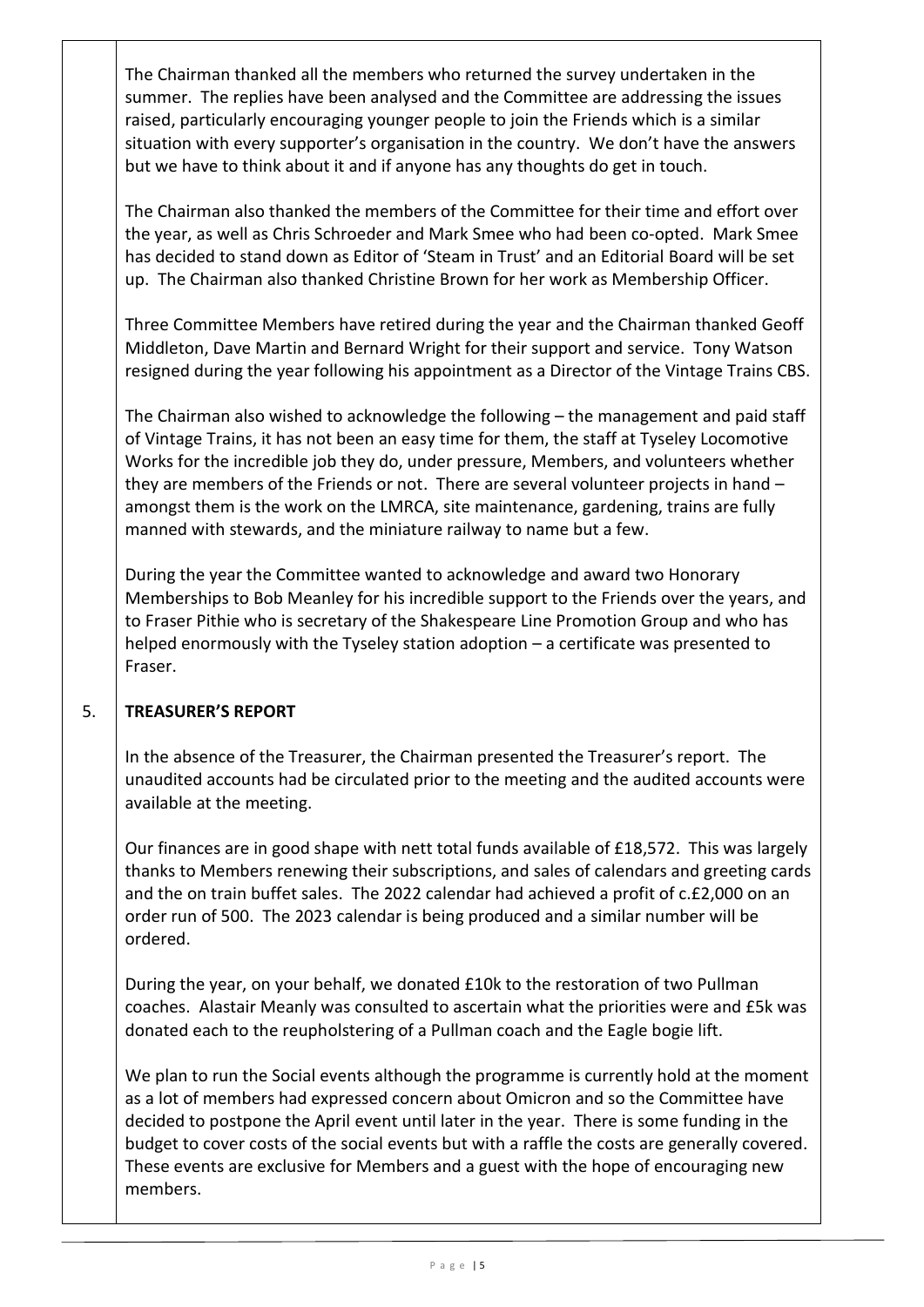The Chairman thanked all the members who returned the survey undertaken in the summer. The replies have been analysed and the Committee are addressing the issues raised, particularly encouraging younger people to join the Friends which is a similar situation with every supporter's organisation in the country. We don't have the answers but we have to think about it and if anyone has any thoughts do get in touch.

The Chairman also thanked the members of the Committee for their time and effort over the year, as well as Chris Schroeder and Mark Smee who had been co-opted. Mark Smee has decided to stand down as Editor of 'Steam in Trust' and an Editorial Board will be set up. The Chairman also thanked Christine Brown for her work as Membership Officer.

Three Committee Members have retired during the year and the Chairman thanked Geoff Middleton, Dave Martin and Bernard Wright for their support and service. Tony Watson resigned during the year following his appointment as a Director of the Vintage Trains CBS.

The Chairman also wished to acknowledge the following – the management and paid staff of Vintage Trains, it has not been an easy time for them, the staff at Tyseley Locomotive Works for the incredible job they do, under pressure, Members, and volunteers whether they are members of the Friends or not. There are several volunteer projects in hand – amongst them is the work on the LMRCA, site maintenance, gardening, trains are fully manned with stewards, and the miniature railway to name but a few.

During the year the Committee wanted to acknowledge and award two Honorary Memberships to Bob Meanley for his incredible support to the Friends over the years, and to Fraser Pithie who is secretary of the Shakespeare Line Promotion Group and who has helped enormously with the Tyseley station adoption – a certificate was presented to Fraser.

## 5. TREASURER'S REPORT

In the absence of the Treasurer, the Chairman presented the Treasurer's report. The unaudited accounts had be circulated prior to the meeting and the audited accounts were available at the meeting.

Our finances are in good shape with nett total funds available of £18,572. This was largely thanks to Members renewing their subscriptions, and sales of calendars and greeting cards and the on train buffet sales. The 2022 calendar had achieved a profit of c.£2,000 on an order run of 500. The 2023 calendar is being produced and a similar number will be ordered.

During the year, on your behalf, we donated £10k to the restoration of two Pullman coaches. Alastair Meanly was consulted to ascertain what the priorities were and £5k was donated each to the reupholstering of a Pullman coach and the Eagle bogie lift.

We plan to run the Social events although the programme is currently hold at the moment as a lot of members had expressed concern about Omicron and so the Committee have decided to postpone the April event until later in the year. There is some funding in the budget to cover costs of the social events but with a raffle the costs are generally covered. These events are exclusive for Members and a guest with the hope of encouraging new members.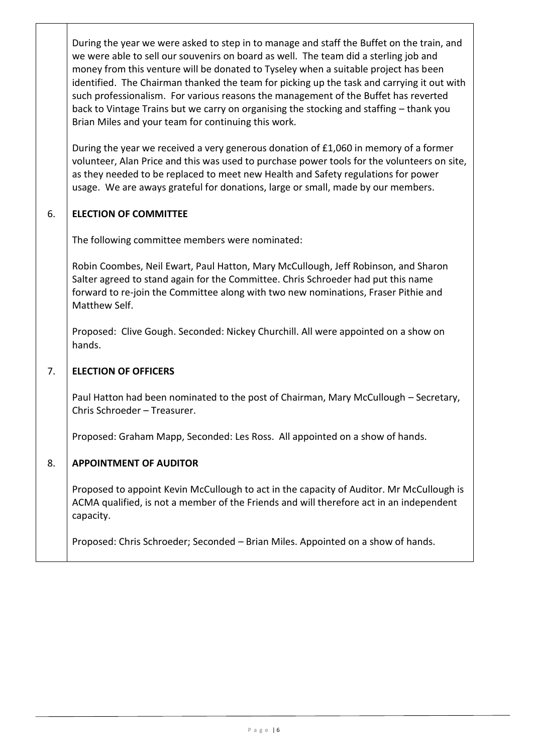During the year we were asked to step in to manage and staff the Buffet on the train, and we were able to sell our souvenirs on board as well. The team did a sterling job and money from this venture will be donated to Tyseley when a suitable project has been identified. The Chairman thanked the team for picking up the task and carrying it out with such professionalism. For various reasons the management of the Buffet has reverted back to Vintage Trains but we carry on organising the stocking and staffing – thank you Brian Miles and your team for continuing this work.

During the year we received a very generous donation of £1,060 in memory of a former volunteer, Alan Price and this was used to purchase power tools for the volunteers on site, as they needed to be replaced to meet new Health and Safety regulations for power usage. We are aways grateful for donations, large or small, made by our members.

6. **ELECTION OF COMMITTEE**

The following committee members were nominated:

Robin Coombes, Neil Ewart, Paul Hatton, Mary McCullough, Jeff Robinson, and Sharon Salter agreed to stand again for the Committee. Chris Schroeder had put this name forward to re-join the Committee along with two new nominations, Fraser Pithie and Matthew Self.

Proposed: Clive Gough. Seconded: Nickey Churchill. All were appointed on a show on hands.

7. **ELECTION OF OFFICERS**

Paul Hatton had been nominated to the post of Chairman, Mary McCullough – Secretary, Chris Schroeder – Treasurer.

Proposed: Graham Mapp, Seconded: Les Ross. All appointed on a show of hands.

8. **APPOINTMENT OF AUDITOR**

Proposed to appoint Kevin McCullough to act in the capacity of Auditor. Mr McCullough is ACMA qualified, is not a member of the Friends and will therefore act in an independent capacity.

Proposed: Chris Schroeder; Seconded – Brian Miles. Appointed on a show of hands.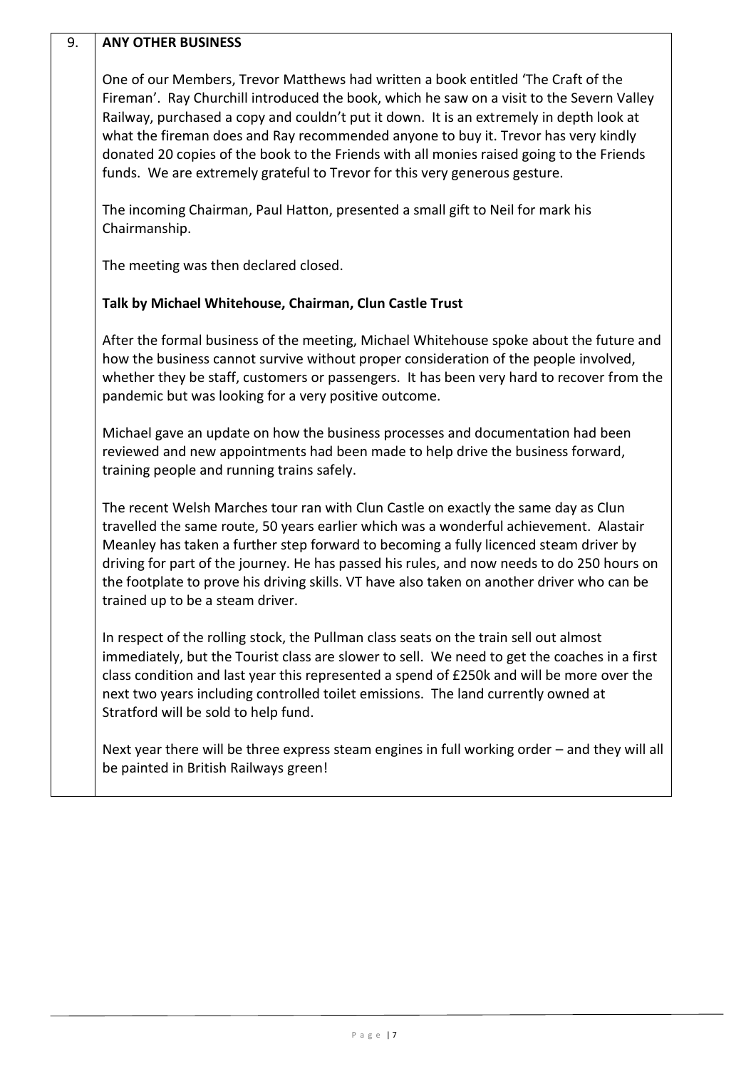## 9. ANY OTHER BUSINESS

One of our Members, Trevor Matthews had written a book entitled 'The Craft of the Fireman'. Ray Churchill introduced the book, which he saw on a visit to the Severn Valley Railway, purchased a copy and couldn't put it down. It is an extremely in depth look at what the fireman does and Ray recommended anyone to buy it. Trevor has very kindly donated 20 copies of the book to the Friends with all monies raised going to the Friends funds. We are extremely grateful to Trevor for this very generous gesture.

The incoming Chairman, Paul Hatton, presented a small gift to Neil for mark his Chairmanship.

The meeting was then declared closed.

**Talk by Michael Whitehouse, Chairman, Clun Castle Trust**

After the formal business of the meeting, Michael Whitehouse spoke about the future and how the business cannot survive without proper consideration of the people involved, whether they be staff, customers or passengers. It has been very hard to recover from the pandemic but was looking for a very positive outcome.

Michael gave an update on how the business processes and documentation had been reviewed and new appointments had been made to help drive the business forward, training people and running trains safely.

The recent Welsh Marches tour ran with Clun Castle on exactly the same day as Clun travelled the same route, 50 years earlier which was a wonderful achievement. Alastair Meanley has taken a further step forward to becoming a fully licenced steam driver by driving for part of the journey. He has passed his rules, and now needs to do 250 hours on the footplate to prove his driving skills. VT have also taken on another driver who can be trained up to be a steam driver.

In respect of the rolling stock, the Pullman class seats on the train sell out almost immediately, but the Tourist class are slower to sell. We need to get the coaches in a first class condition and last year this represented a spend of £250k and will be more over the next two years including controlled toilet emissions. The land currently owned at Stratford will be sold to help fund.

Next year there will be three express steam engines in full working order – and they will all be painted in British Railways green!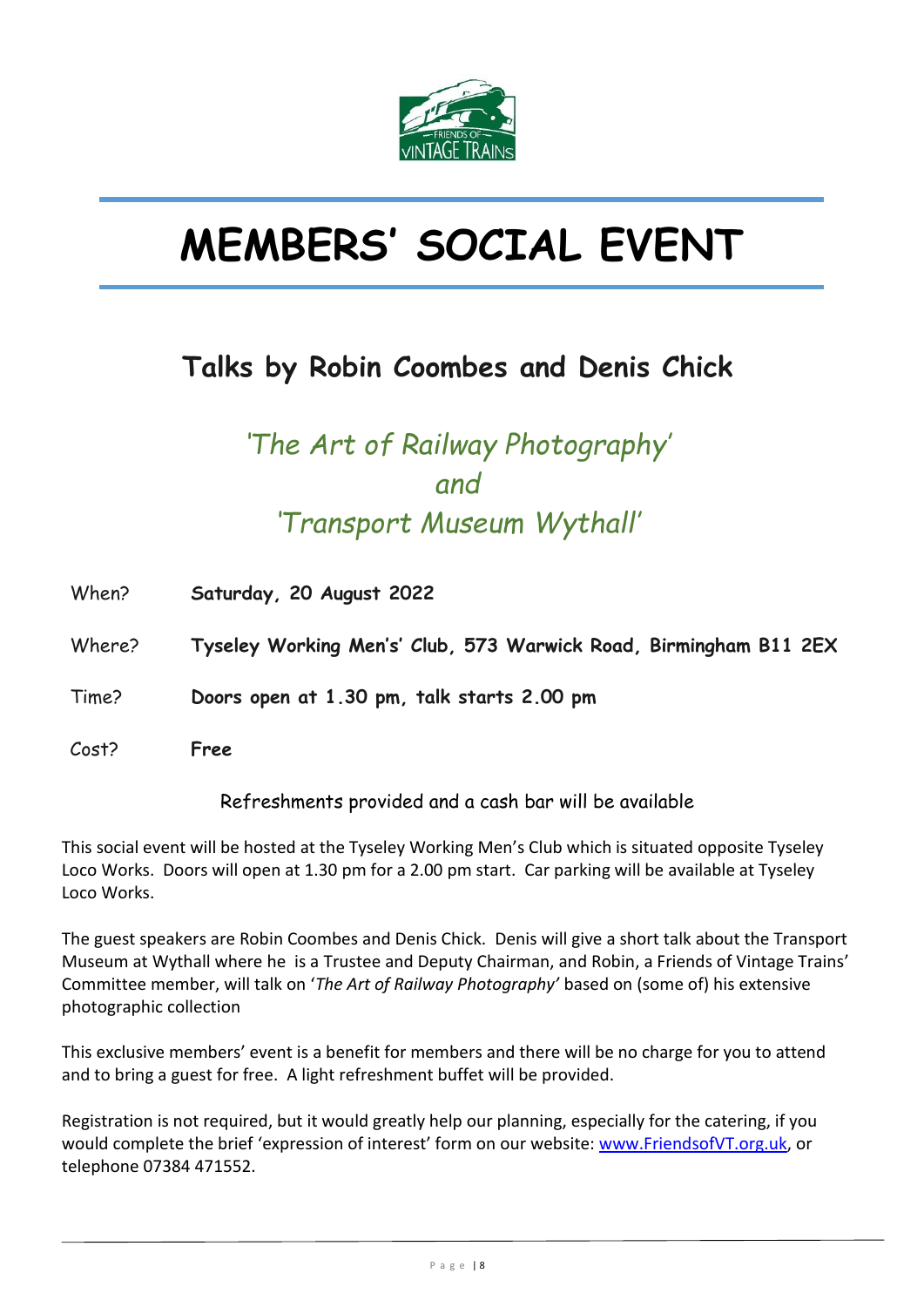# MEMBERS' SOCIAL EVENT

## Talks by Robin Coombes and Denis Chick

*'The Art of Railway Photography'*
*and*
*'Transport Museum Wythall'*

When? **Saturday, 20 August 2022**

Where? **Tyseley Working Men's' Club, 573 Warwick Road, Birmingham B11 2EX**

Time? **Doors open at 1.30 pm, talk starts 2.00 pm**

Cost? **Free**

Refreshments provided and a cash bar will be available

This social event will be hosted at the Tyseley Working Men's Club which is situated opposite Tyseley Loco Works. Doors will open at 1.30 pm for a 2.00 pm start. Car parking will be available at Tyseley Loco Works.

The guest speakers are Robin Coombes and Denis Chick. Denis will give a short talk about the Transport Museum at Wythall where he is a Trustee and Deputy Chairman, and Robin, a Friends of Vintage Trains' Committee member, will talk on '*The Art of Railway Photography'* based on (some of) his extensive photographic collection

This exclusive members' event is a benefit for members and there will be no charge for you to attend and to bring a guest for free. A light refreshment buffet will be provided.

Registration is not required, but it would greatly help our planning, especially for the catering, if you would complete the brief 'expression of interest' form on our website: [www.FriendsofVT.org.uk](http://www.FriendsofVT.org.uk), or telephone 07384 471552.